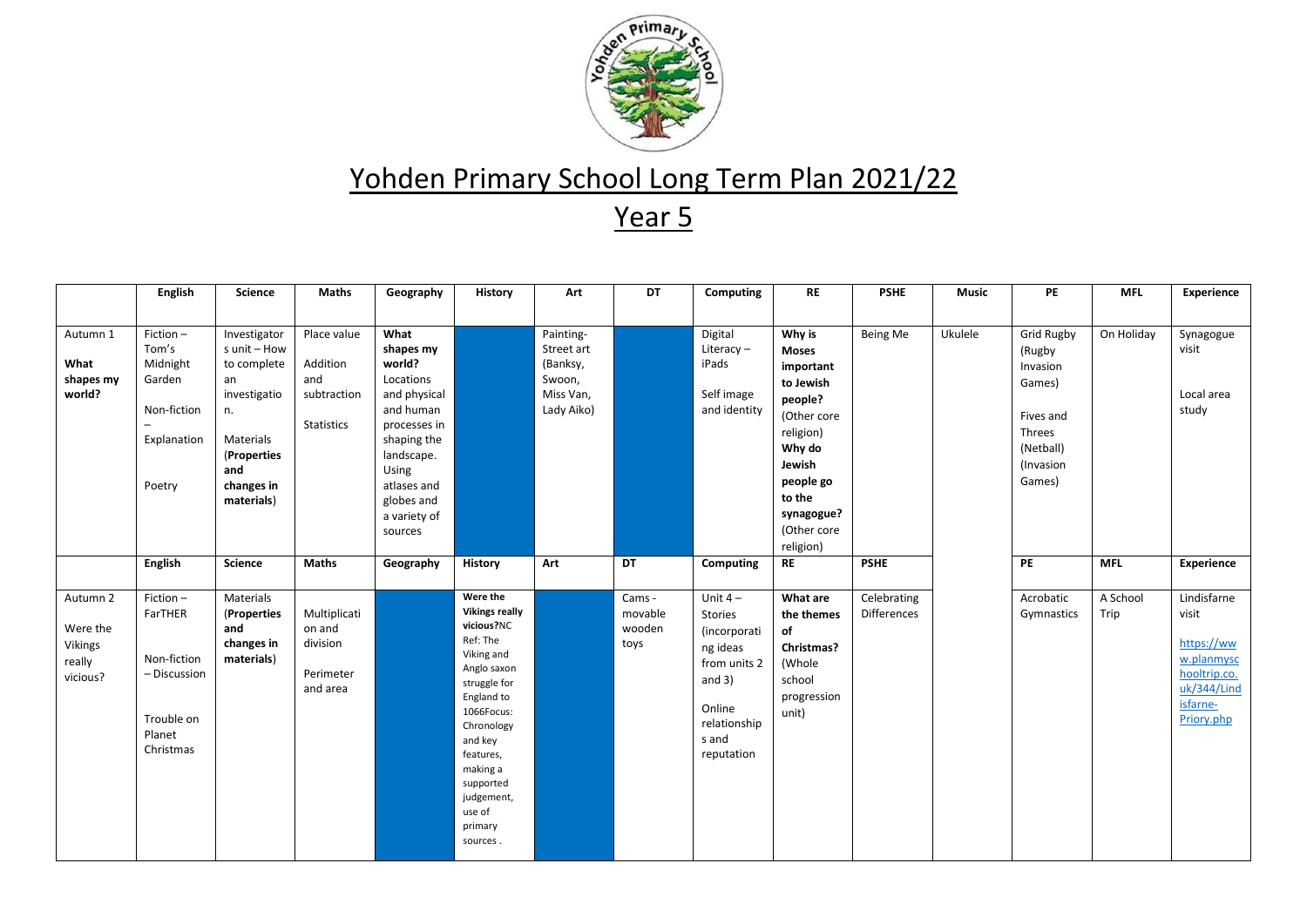# Yohden Primary School Long Term Plan 2021/22

## Year 5

| | English | Science | Maths | Geography | History | Art | DT | Computing | RE | PSHE | Music | PE | MFL | Experience |
|---|---|---|---|---|---|---|---|---|---|---|---|---|---|---|
| Autumn 1 **What shapes my world?** | Fiction – Tom's Midnight Garden<br><br>Non-fiction – Explanation<br><br>Poetry | Investigators unit – How to complete an investigation.<br><br>Materials (**Properties and changes in materials**) | Place value<br><br>Addition and subtraction<br><br>Statistics | **What shapes my world?** Locations and physical and human processes in shaping the landscape. Using atlases and globes and a variety of sources | | Painting- Street art (Banksy, Swoon, Miss Van, Lady Aiko) | | Digital Literacy – iPads<br><br>Self image and identity | **Why is Moses important to Jewish people?** (Other core religion) **Why do Jewish people go to the synagogue?** (Other core religion) | Being Me | Ukulele | Grid Rugby (Rugby Invasion Games)<br><br>Fives and Threes (Netball) (Invasion Games) | On Holiday | Synagogue visit<br><br>Local area study |
| | **English** | **Science** | **Maths** | **Geography** | **History** | **Art** | **DT** | **Computing** | **RE** | **PSHE** | | **PE** | **MFL** | **Experience** |
| Autumn 2<br><br>Were the Vikings really vicious? | Fiction – FarTHER<br><br>Non-fiction – Discussion<br><br>Trouble on Planet Christmas | Materials (**Properties and changes in materials**) | Multiplication and division<br><br>Perimeter and area | | **Were the Vikings really vicious?**NC Ref: The Viking and Anglo saxon struggle for England to 1066Focus: Chronology and key features, making a supported judgement, use of primary sources . | | Cams - movable wooden toys | Unit 4 – Stories (incorporating ideas from units 2 and 3)<br><br>Online relationships and reputation | **What are the themes of Christmas?** (Whole school progression unit) | Celebrating Differences | | Acrobatic Gymnastics | A School Trip | Lindisfarne visit<br><br>https://www.planmyschooltrip.co.uk/344/Lindisfarne-Priory.php |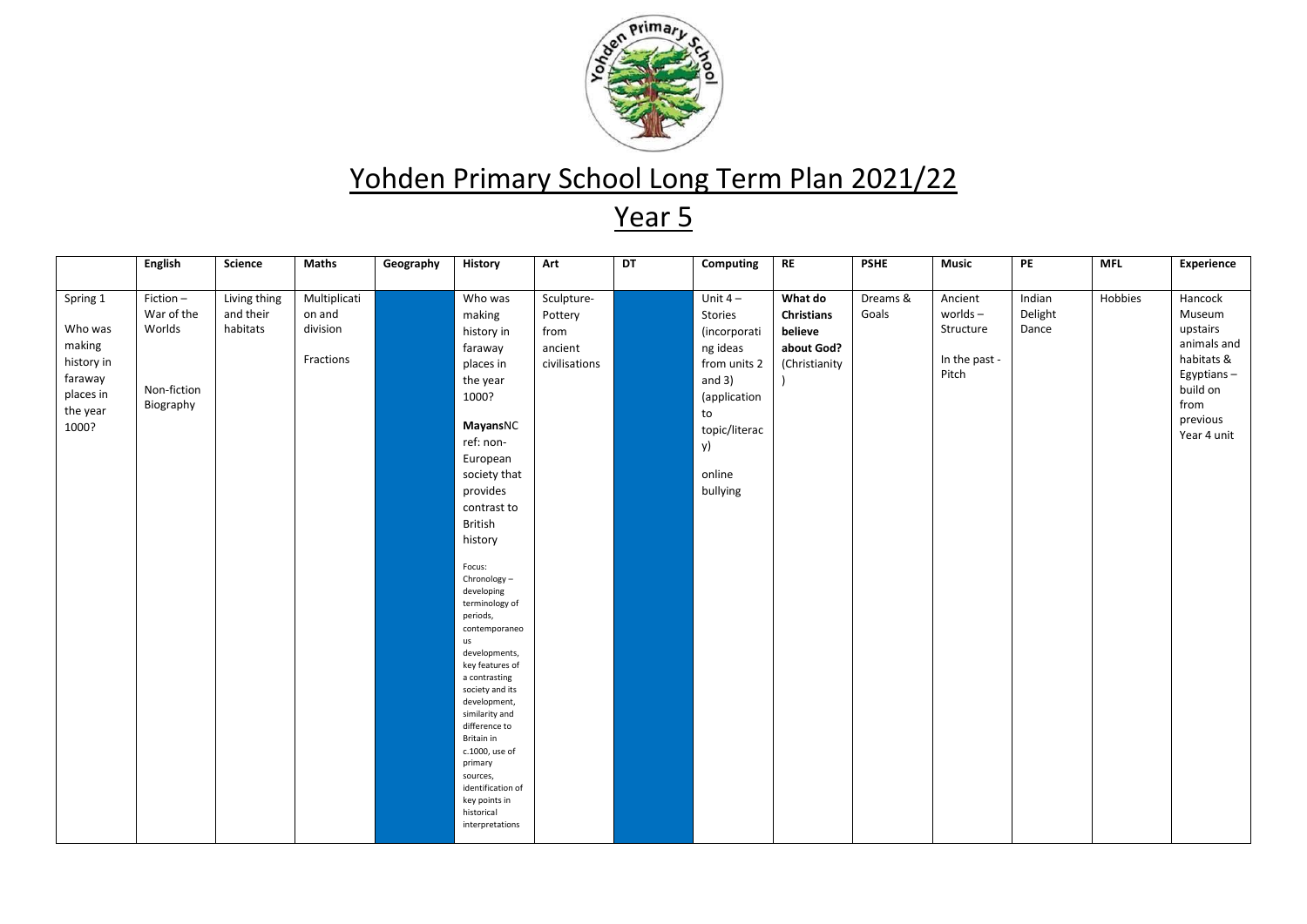# Yohden Primary School Long Term Plan 2021/22

## Year 5

| | English | Science | Maths | Geography | History | Art | DT | Computing | RE | PSHE | Music | PE | MFL | Experience |
|---|---|---|---|---|---|---|---|---|---|---|---|---|---|---|
| Spring 1<br><br>Who was making history in faraway places in the year 1000? | Fiction – War of the Worlds<br><br>Non-fiction Biography | Living thing and their habitats | Multiplication and division<br><br>Fractions | | Who was making history in faraway places in the year 1000?<br><br>**Mayans**NC ref: non-European society that provides contrast to British history<br><br>Focus: Chronology – developing terminology of periods, contemporaneous developments, key features of a contrasting society and its development, similarity and difference to Britain in c.1000, use of primary sources, identification of key points in historical interpretations | Sculpture- Pottery from ancient civilisations | | Unit 4 – Stories (incorporating ideas from units 2 and 3) (application to topic/literacy)<br><br>online bullying | **What do Christians believe about God?** (Christianity) | Dreams & Goals | Ancient worlds – Structure<br><br>In the past - Pitch | Indian Delight Dance | Hobbies | Hancock Museum upstairs animals and habitats & Egyptians – build on from previous Year 4 unit |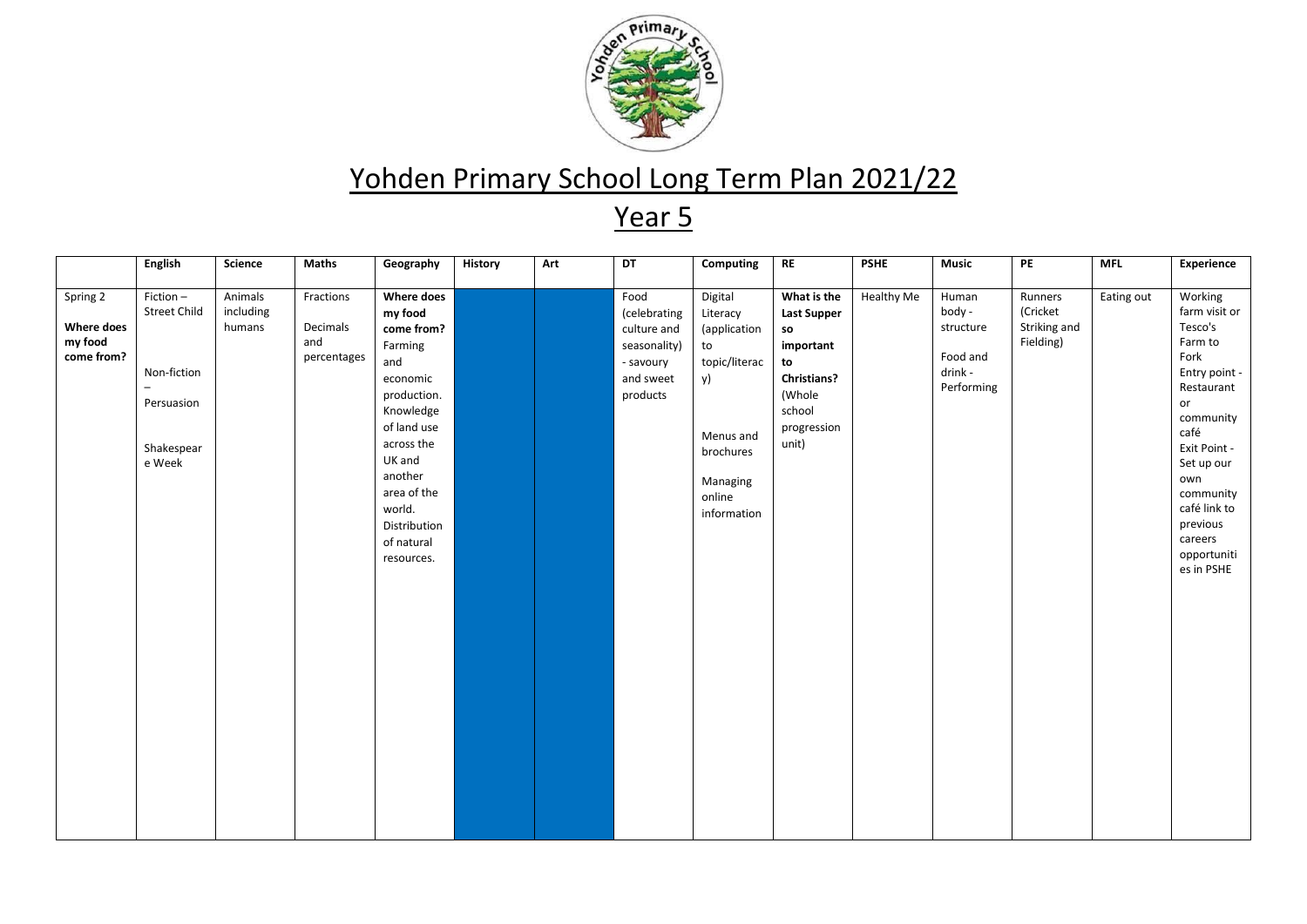# Yohden Primary School Long Term Plan 2021/22

## Year 5

| | English | Science | Maths | Geography | History | Art | DT | Computing | RE | PSHE | Music | PE | MFL | Experience |
|---|---|---|---|---|---|---|---|---|---|---|---|---|---|---|
| Spring 2 **Where does my food come from?** | Fiction – Street Child<br><br>Non-fiction – Persuasion<br><br>Shakespeare Week | Animals including humans | Fractions<br><br>Decimals and percentages | **Where does my food come from?** Farming and economic production. Knowledge of land use across the UK and another area of the world. Distribution of natural resources. | | | Food (celebrating culture and seasonality) - savoury and sweet products | Digital Literacy (application to topic/literacy)<br><br>Menus and brochures<br><br>Managing online information | **What is the Last Supper so important to Christians?** (Whole school progression unit) | Healthy Me | Human body - structure<br><br>Food and drink - Performing | Runners (Cricket Striking and Fielding) | Eating out | Working farm visit or Tesco's Farm to Fork<br>Entry point - Restaurant or community café<br>Exit Point - Set up our own community café link to previous careers opportunities in PSHE |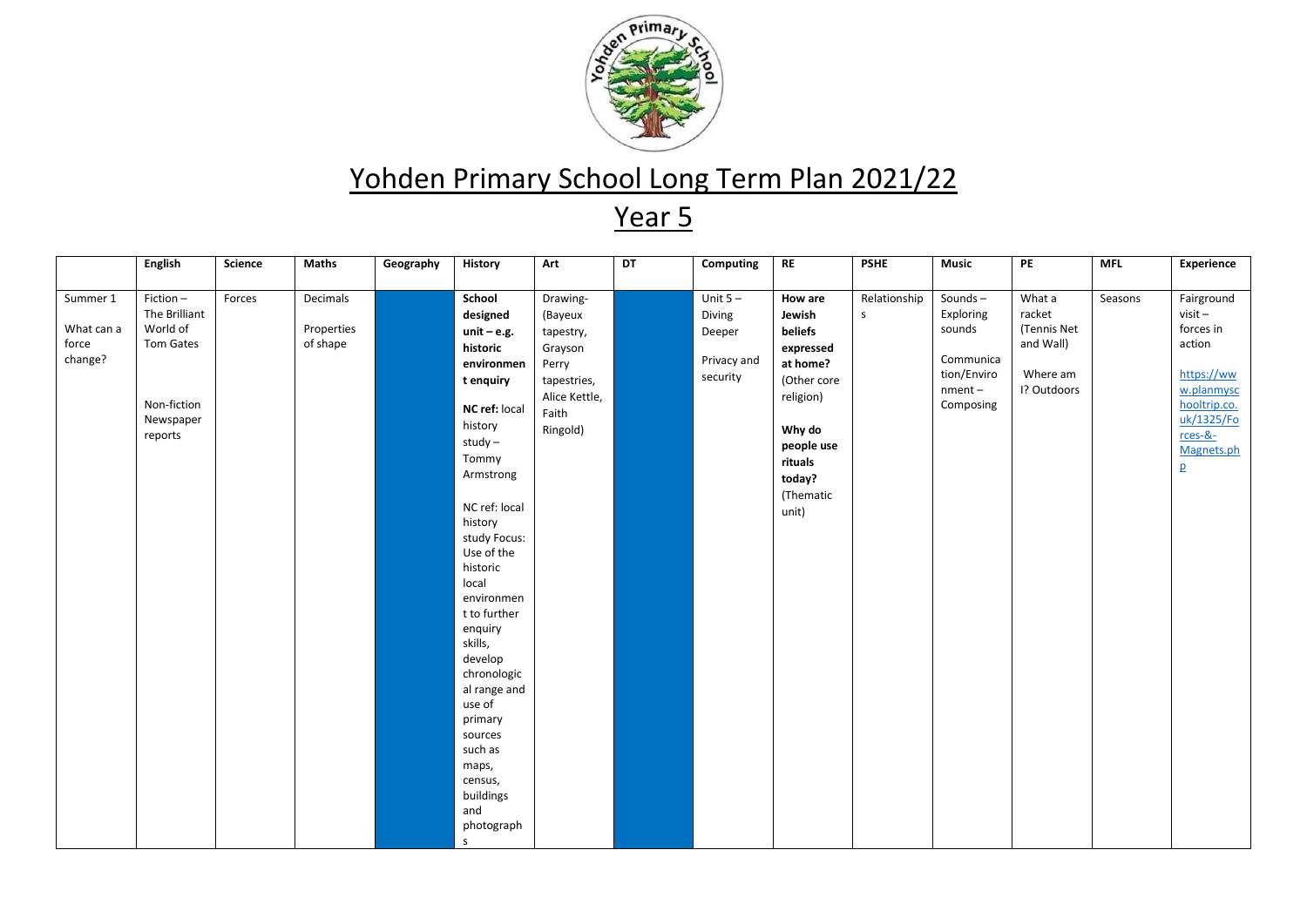# Yohden Primary School Long Term Plan 2021/22

## Year 5

| | English | Science | Maths | Geography | History | Art | DT | Computing | RE | PSHE | Music | PE | MFL | Experience |
|---|---|---|---|---|---|---|---|---|---|---|---|---|---|---|
| Summer 1<br><br>What can a force change? | Fiction – The Brilliant World of Tom Gates<br><br>Non-fiction Newspaper reports | Forces | Decimals<br><br>Properties of shape | | **School designed unit – e.g. historic environment enquiry**<br><br>**NC ref:** local history study – Tommy Armstrong<br><br>NC ref: local history study Focus: Use of the historic local environment to further enquiry skills, develop chronological range and use of primary sources such as maps, census, buildings and photographs | Drawing- (Bayeux tapestry, Grayson Perry tapestries, Alice Kettle, Faith Ringold) | | Unit 5 – Diving Deeper<br><br>Privacy and security | **How are Jewish beliefs expressed at home?** (Other core religion)<br><br>**Why do people use rituals today?** (Thematic unit) | Relationships | Sounds – Exploring sounds<br><br>Communication/Environment – Composing | What a racket (Tennis Net and Wall)<br><br>Where am I? Outdoors | Seasons | Fairground visit – forces in action<br><br>https://www.planmyschooltrip.co.uk/1325/Forces-&-Magnets.php |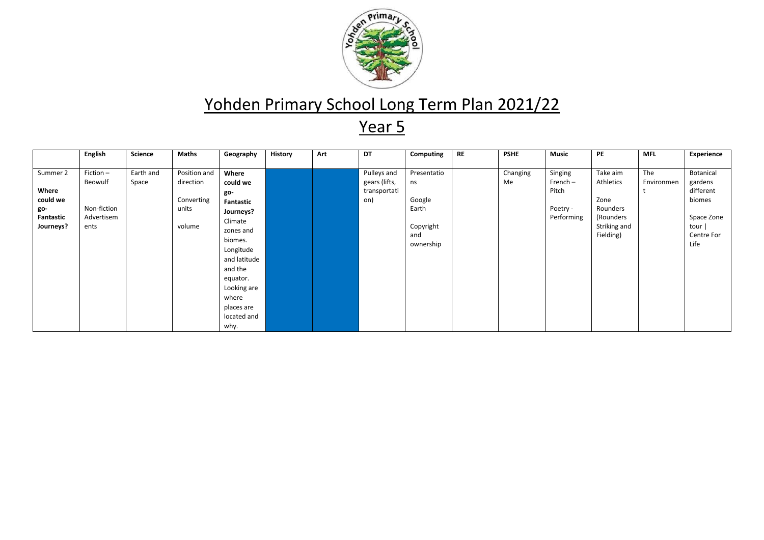# Yohden Primary School Long Term Plan 2021/22

## Year 5

| | English | Science | Maths | Geography | History | Art | DT | Computing | RE | PSHE | Music | PE | MFL | Experience |
|---|---|---|---|---|---|---|---|---|---|---|---|---|---|---|
| Summer 2 **Where could we go- Fantastic Journeys?** | Fiction – Beowulf Non-fiction Advertisements | Earth and Space | Position and direction Converting units volume | **Where could we go- Fantastic Journeys?** Climate zones and biomes. Longitude and latitude and the equator. Looking are where places are located and why. | | | Pulleys and gears (lifts, transportation) | Presentations Google Earth Copyright and ownership | | Changing Me | Singing French – Pitch Poetry - Performing | Take aim Athletics Zone Rounders (Rounders Striking and Fielding) | The Environment | Botanical gardens different biomes Space Zone tour \| Centre For Life |